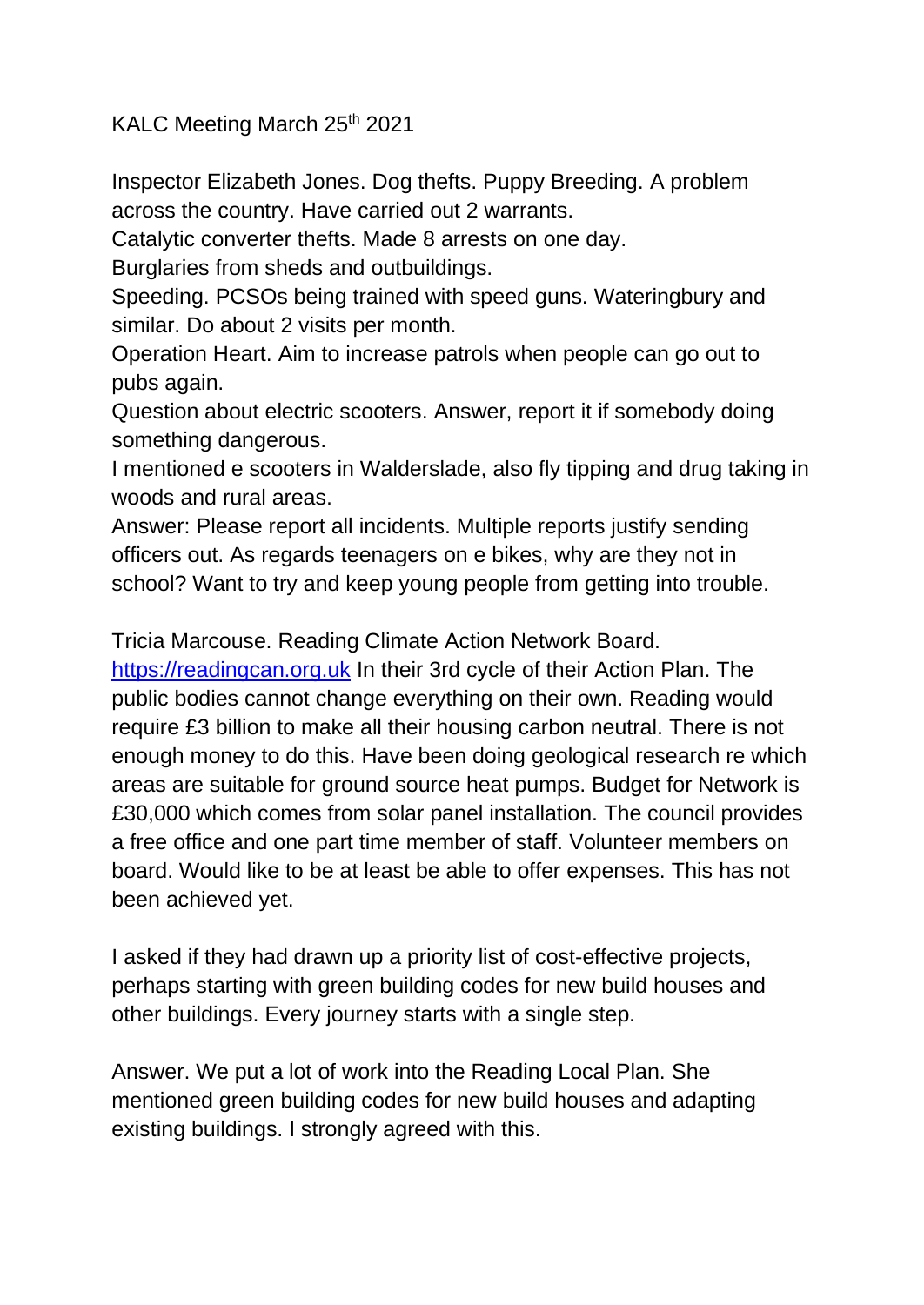KALC Meeting March 25th 2021

Inspector Elizabeth Jones. Dog thefts. Puppy Breeding. A problem across the country. Have carried out 2 warrants.
Catalytic converter thefts. Made 8 arrests on one day.
Burglaries from sheds and outbuildings.
Speeding. PCSOs being trained with speed guns. Wateringbury and similar. Do about 2 visits per month.
Operation Heart. Aim to increase patrols when people can go out to pubs again.
Question about electric scooters. Answer, report it if somebody doing something dangerous.
I mentioned e scooters in Walderslade, also fly tipping and drug taking in woods and rural areas.
Answer: Please report all incidents. Multiple reports justify sending officers out. As regards teenagers on e bikes, why are they not in school? Want to try and keep young people from getting into trouble.

Tricia Marcouse. Reading Climate Action Network Board.
[https://readingcan.org.uk](https://readingcan.org.uk) In their 3rd cycle of their Action Plan. The public bodies cannot change everything on their own. Reading would require £3 billion to make all their housing carbon neutral. There is not enough money to do this. Have been doing geological research re which areas are suitable for ground source heat pumps. Budget for Network is £30,000 which comes from solar panel installation. The council provides a free office and one part time member of staff. Volunteer members on board. Would like to be at least be able to offer expenses. This has not been achieved yet.

I asked if they had drawn up a priority list of cost-effective projects, perhaps starting with green building codes for new build houses and other buildings. Every journey starts with a single step.

Answer. We put a lot of work into the Reading Local Plan. She mentioned green building codes for new build houses and adapting existing buildings. I strongly agreed with this.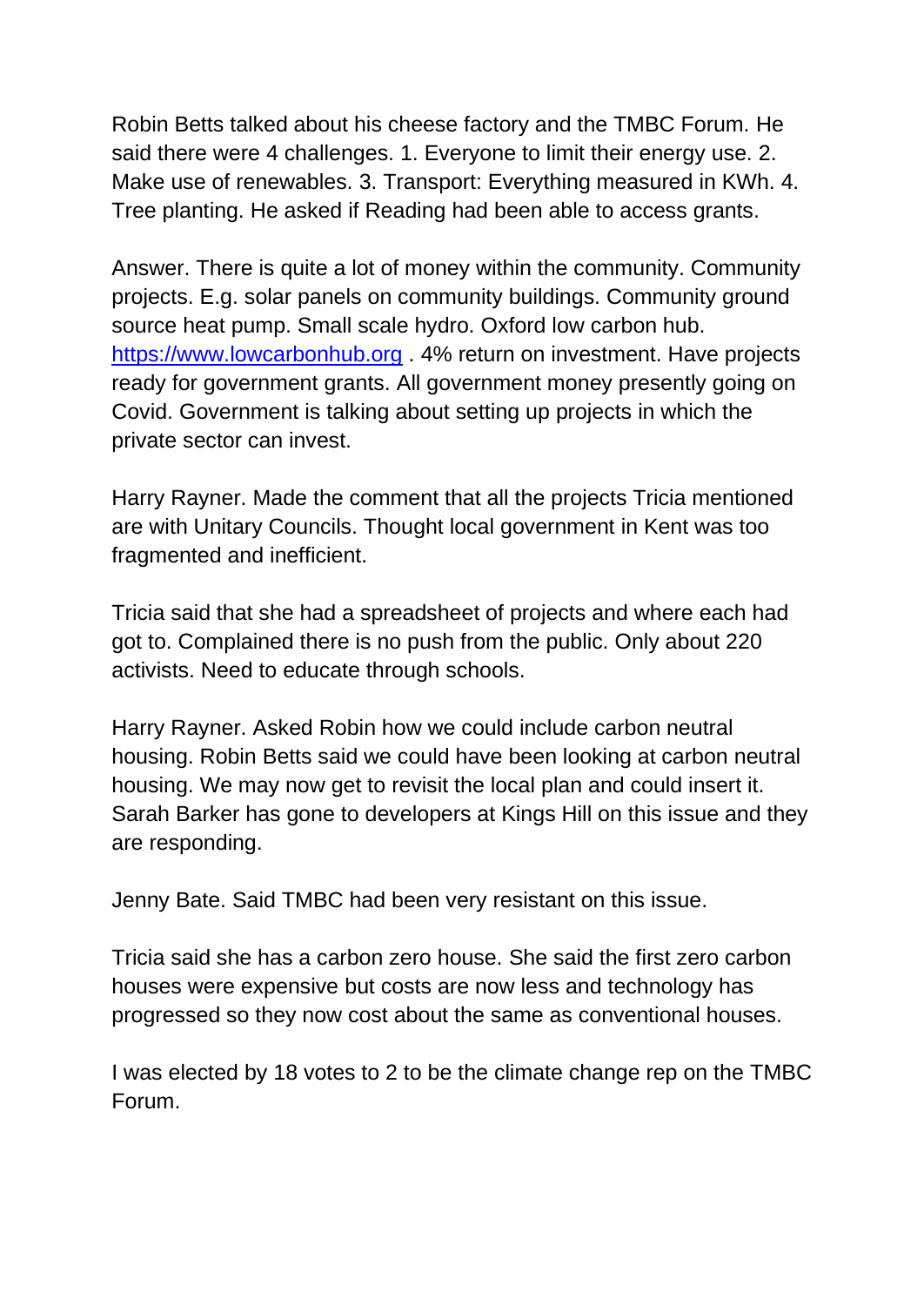Robin Betts talked about his cheese factory and the TMBC Forum. He said there were 4 challenges. 1. Everyone to limit their energy use. 2. Make use of renewables. 3. Transport: Everything measured in KWh. 4. Tree planting. He asked if Reading had been able to access grants.

Answer. There is quite a lot of money within the community. Community projects. E.g. solar panels on community buildings. Community ground source heat pump. Small scale hydro. Oxford low carbon hub. [https://www.lowcarbonhub.org](https://www.lowcarbonhub.org) . 4% return on investment. Have projects ready for government grants. All government money presently going on Covid. Government is talking about setting up projects in which the private sector can invest.

Harry Rayner. Made the comment that all the projects Tricia mentioned are with Unitary Councils. Thought local government in Kent was too fragmented and inefficient.

Tricia said that she had a spreadsheet of projects and where each had got to. Complained there is no push from the public. Only about 220 activists. Need to educate through schools.

Harry Rayner. Asked Robin how we could include carbon neutral housing. Robin Betts said we could have been looking at carbon neutral housing. We may now get to revisit the local plan and could insert it. Sarah Barker has gone to developers at Kings Hill on this issue and they are responding.

Jenny Bate. Said TMBC had been very resistant on this issue.

Tricia said she has a carbon zero house. She said the first zero carbon houses were expensive but costs are now less and technology has progressed so they now cost about the same as conventional houses.

I was elected by 18 votes to 2 to be the climate change rep on the TMBC Forum.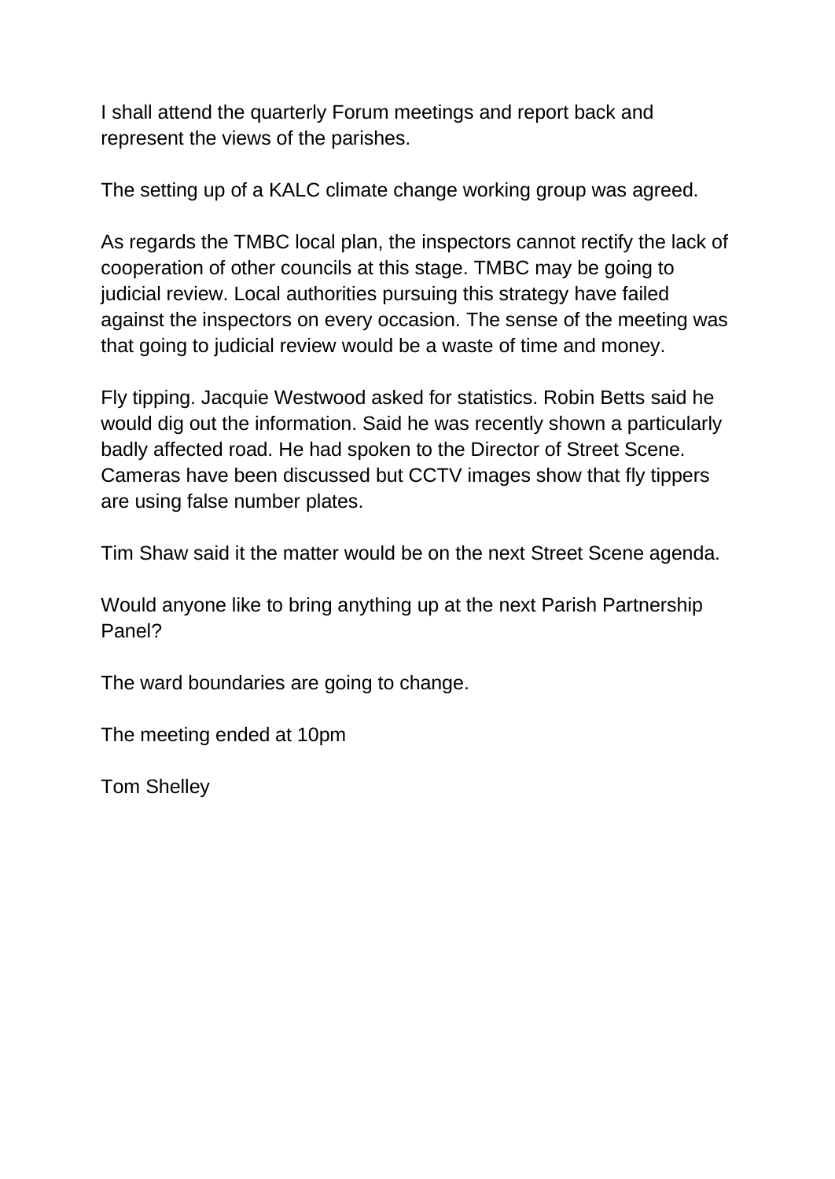I shall attend the quarterly Forum meetings and report back and represent the views of the parishes.

The setting up of a KALC climate change working group was agreed.

As regards the TMBC local plan, the inspectors cannot rectify the lack of cooperation of other councils at this stage. TMBC may be going to judicial review. Local authorities pursuing this strategy have failed against the inspectors on every occasion. The sense of the meeting was that going to judicial review would be a waste of time and money.

Fly tipping. Jacquie Westwood asked for statistics. Robin Betts said he would dig out the information. Said he was recently shown a particularly badly affected road. He had spoken to the Director of Street Scene. Cameras have been discussed but CCTV images show that fly tippers are using false number plates.

Tim Shaw said it the matter would be on the next Street Scene agenda.

Would anyone like to bring anything up at the next Parish Partnership Panel?

The ward boundaries are going to change.

The meeting ended at 10pm

Tom Shelley